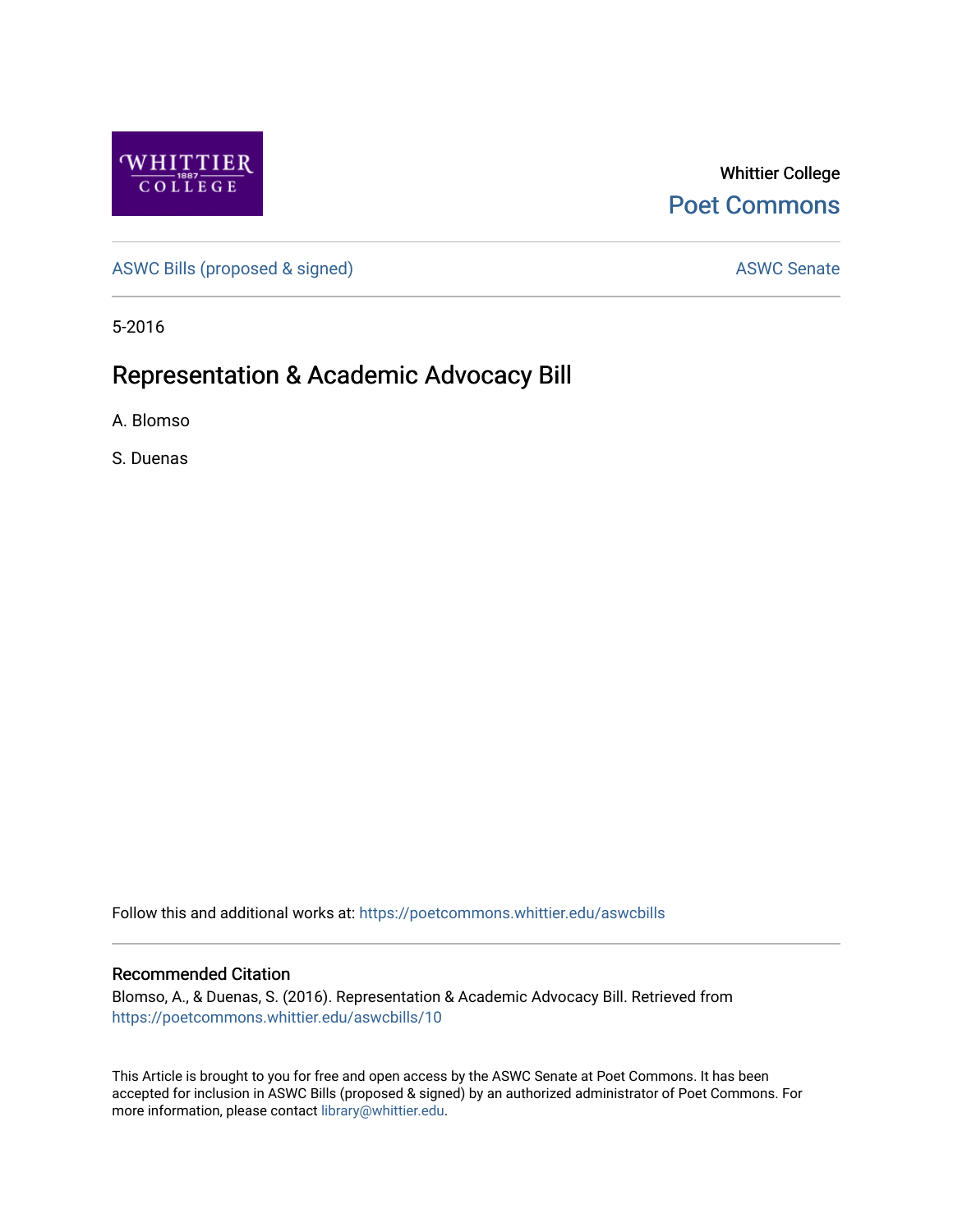Whittier College

Poet Commons

ASWC Bills (proposed & signed)

ASWC Senate

5-2016

# Representation & Academic Advocacy Bill

A. Blomso

S. Duenas

Follow this and additional works at: https://poetcommons.whittier.edu/aswcbills

## Recommended Citation

Blomso, A., & Duenas, S. (2016). Representation & Academic Advocacy Bill. Retrieved from https://poetcommons.whittier.edu/aswcbills/10

This Article is brought to you for free and open access by the ASWC Senate at Poet Commons. It has been accepted for inclusion in ASWC Bills (proposed & signed) by an authorized administrator of Poet Commons. For more information, please contact library@whittier.edu.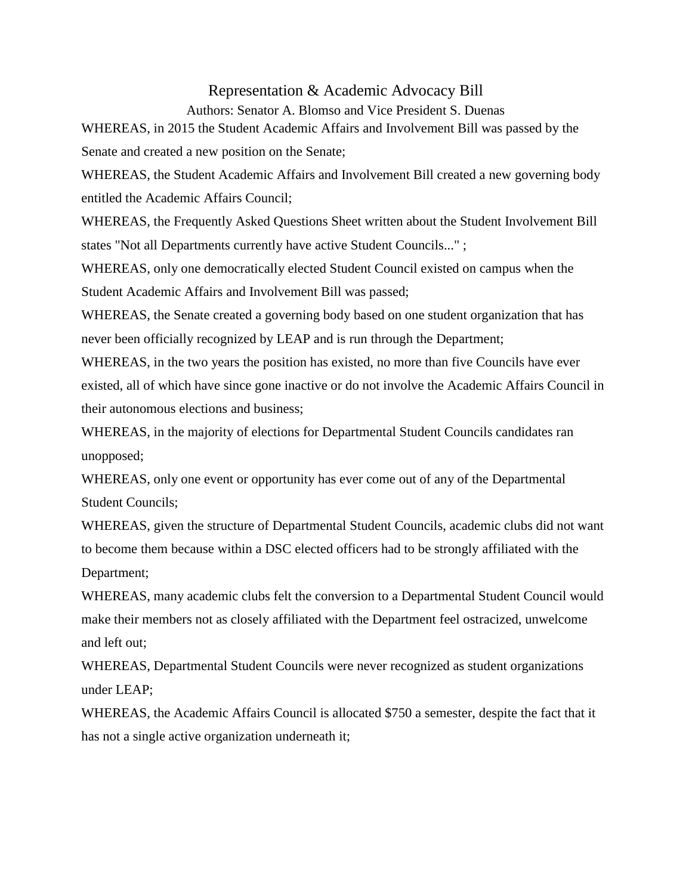# Representation & Academic Advocacy Bill

Authors: Senator A. Blomso and Vice President S. Duenas

WHEREAS, in 2015 the Student Academic Affairs and Involvement Bill was passed by the Senate and created a new position on the Senate;

WHEREAS, the Student Academic Affairs and Involvement Bill created a new governing body entitled the Academic Affairs Council;

WHEREAS, the Frequently Asked Questions Sheet written about the Student Involvement Bill states "Not all Departments currently have active Student Councils..." ;

WHEREAS, only one democratically elected Student Council existed on campus when the Student Academic Affairs and Involvement Bill was passed;

WHEREAS, the Senate created a governing body based on one student organization that has never been officially recognized by LEAP and is run through the Department;

WHEREAS, in the two years the position has existed, no more than five Councils have ever existed, all of which have since gone inactive or do not involve the Academic Affairs Council in their autonomous elections and business;

WHEREAS, in the majority of elections for Departmental Student Councils candidates ran unopposed;

WHEREAS, only one event or opportunity has ever come out of any of the Departmental Student Councils;

WHEREAS, given the structure of Departmental Student Councils, academic clubs did not want to become them because within a DSC elected officers had to be strongly affiliated with the Department;

WHEREAS, many academic clubs felt the conversion to a Departmental Student Council would make their members not as closely affiliated with the Department feel ostracized, unwelcome and left out;

WHEREAS, Departmental Student Councils were never recognized as student organizations under LEAP;

WHEREAS, the Academic Affairs Council is allocated $750 a semester, despite the fact that it has not a single active organization underneath it;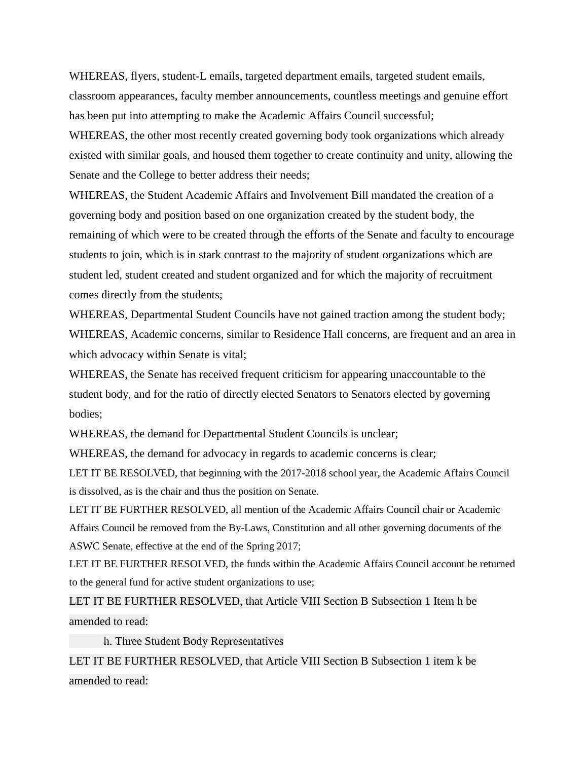WHEREAS, flyers, student-L emails, targeted department emails, targeted student emails, classroom appearances, faculty member announcements, countless meetings and genuine effort has been put into attempting to make the Academic Affairs Council successful;

WHEREAS, the other most recently created governing body took organizations which already existed with similar goals, and housed them together to create continuity and unity, allowing the Senate and the College to better address their needs;

WHEREAS, the Student Academic Affairs and Involvement Bill mandated the creation of a governing body and position based on one organization created by the student body, the remaining of which were to be created through the efforts of the Senate and faculty to encourage students to join, which is in stark contrast to the majority of student organizations which are student led, student created and student organized and for which the majority of recruitment comes directly from the students;

WHEREAS, Departmental Student Councils have not gained traction among the student body;

WHEREAS, Academic concerns, similar to Residence Hall concerns, are frequent and an area in which advocacy within Senate is vital;

WHEREAS, the Senate has received frequent criticism for appearing unaccountable to the student body, and for the ratio of directly elected Senators to Senators elected by governing bodies;

WHEREAS, the demand for Departmental Student Councils is unclear;

WHEREAS, the demand for advocacy in regards to academic concerns is clear;

LET IT BE RESOLVED, that beginning with the 2017-2018 school year, the Academic Affairs Council is dissolved, as is the chair and thus the position on Senate.

LET IT BE FURTHER RESOLVED, all mention of the Academic Affairs Council chair or Academic Affairs Council be removed from the By-Laws, Constitution and all other governing documents of the ASWC Senate, effective at the end of the Spring 2017;

LET IT BE FURTHER RESOLVED, the funds within the Academic Affairs Council account be returned to the general fund for active student organizations to use;

LET IT BE FURTHER RESOLVED, that Article VIII Section B Subsection 1 Item h be amended to read:

h. Three Student Body Representatives

LET IT BE FURTHER RESOLVED, that Article VIII Section B Subsection 1 item k be amended to read: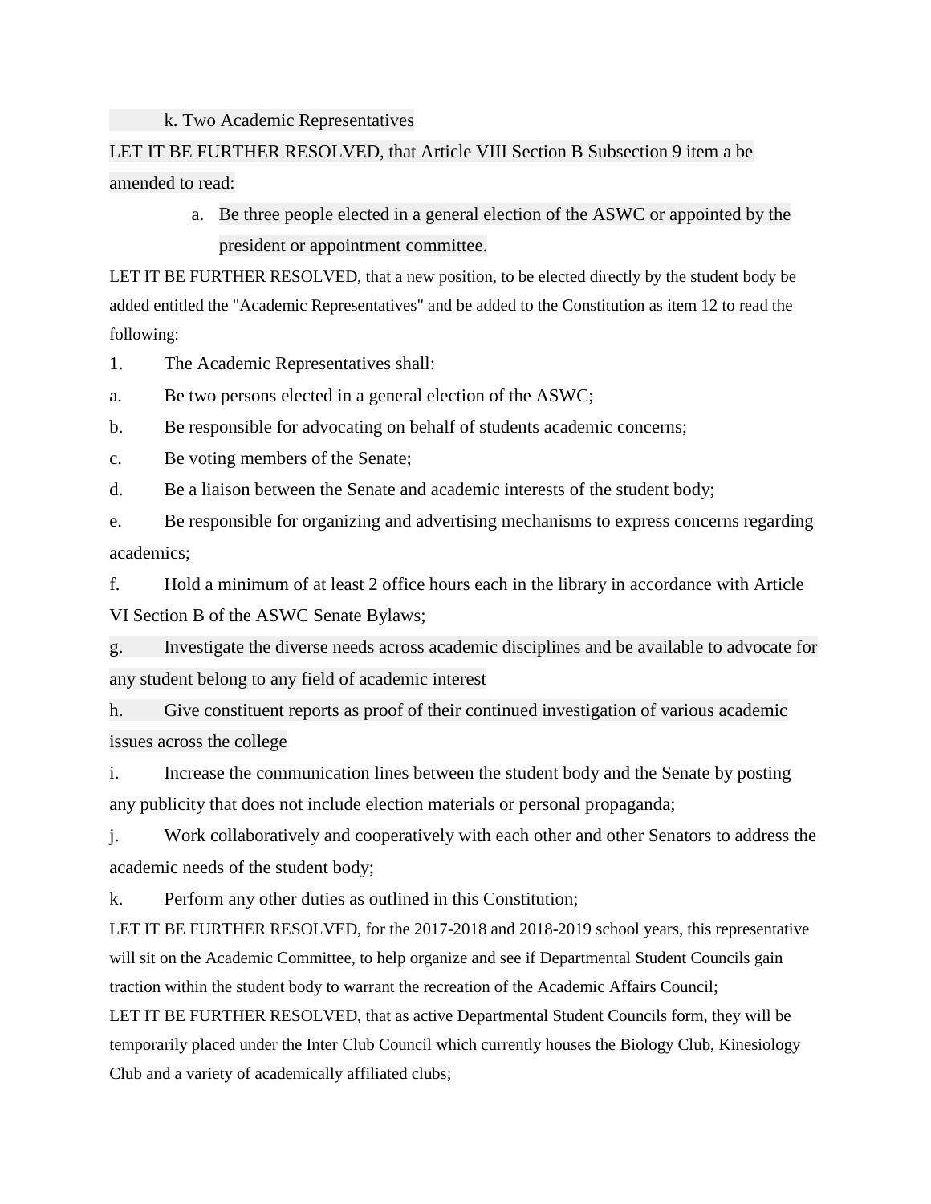k. Two Academic Representatives

LET IT BE FURTHER RESOLVED, that Article VIII Section B Subsection 9 item a be amended to read:

a. Be three people elected in a general election of the ASWC or appointed by the president or appointment committee.

LET IT BE FURTHER RESOLVED, that a new position, to be elected directly by the student body be added entitled the "Academic Representatives" and be added to the Constitution as item 12 to read the following:

1. The Academic Representatives shall:

a. Be two persons elected in a general election of the ASWC;

b. Be responsible for advocating on behalf of students academic concerns;

c. Be voting members of the Senate;

d. Be a liaison between the Senate and academic interests of the student body;

e. Be responsible for organizing and advertising mechanisms to express concerns regarding academics;

f. Hold a minimum of at least 2 office hours each in the library in accordance with Article VI Section B of the ASWC Senate Bylaws;

g. Investigate the diverse needs across academic disciplines and be available to advocate for any student belong to any field of academic interest

h. Give constituent reports as proof of their continued investigation of various academic issues across the college

i. Increase the communication lines between the student body and the Senate by posting any publicity that does not include election materials or personal propaganda;

j. Work collaboratively and cooperatively with each other and other Senators to address the academic needs of the student body;

k. Perform any other duties as outlined in this Constitution;

LET IT BE FURTHER RESOLVED, for the 2017-2018 and 2018-2019 school years, this representative will sit on the Academic Committee, to help organize and see if Departmental Student Councils gain traction within the student body to warrant the recreation of the Academic Affairs Council;

LET IT BE FURTHER RESOLVED, that as active Departmental Student Councils form, they will be temporarily placed under the Inter Club Council which currently houses the Biology Club, Kinesiology Club and a variety of academically affiliated clubs;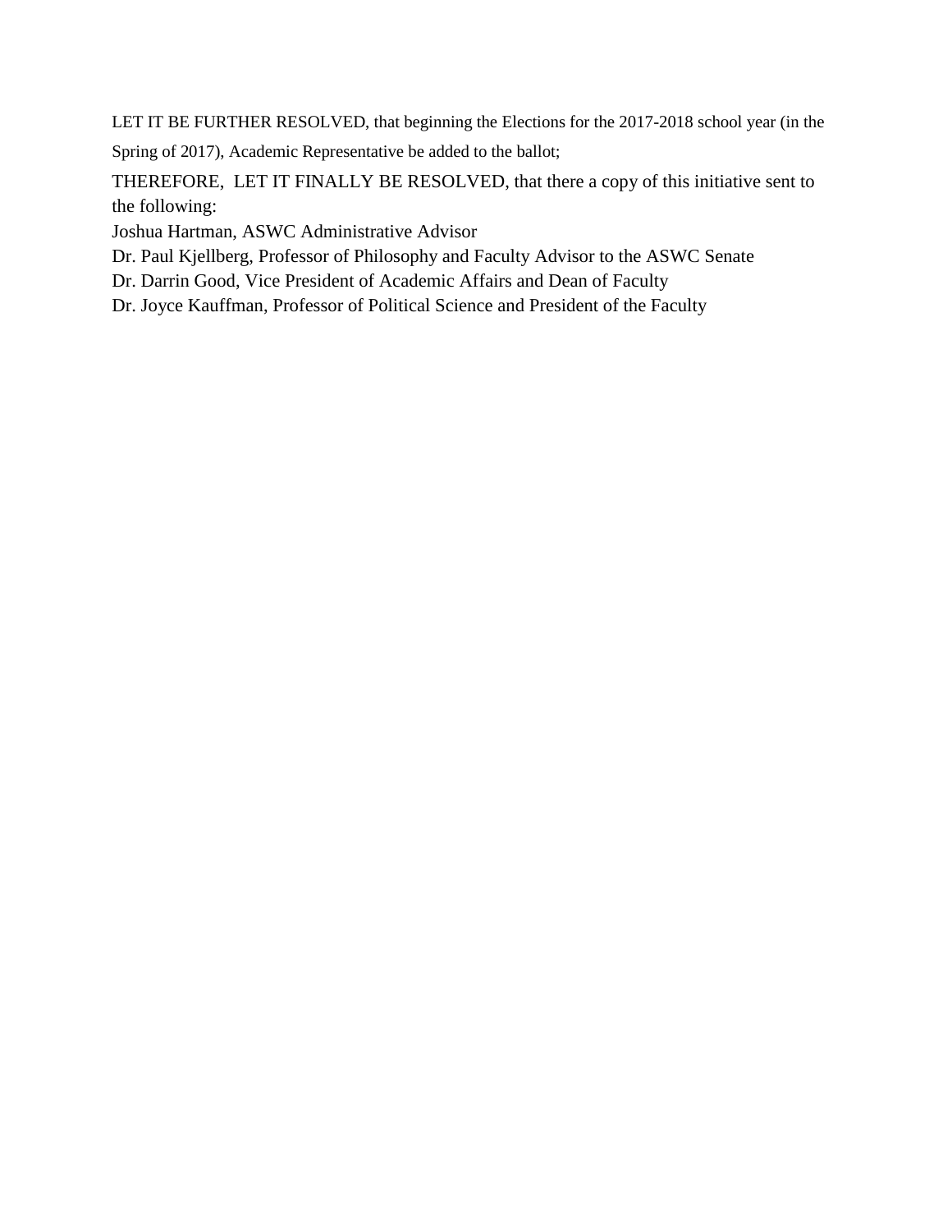LET IT BE FURTHER RESOLVED, that beginning the Elections for the 2017-2018 school year (in the Spring of 2017), Academic Representative be added to the ballot;

THEREFORE, LET IT FINALLY BE RESOLVED, that there a copy of this initiative sent to the following:

Joshua Hartman, ASWC Administrative Advisor

Dr. Paul Kjellberg, Professor of Philosophy and Faculty Advisor to the ASWC Senate

Dr. Darrin Good, Vice President of Academic Affairs and Dean of Faculty

Dr. Joyce Kauffman, Professor of Political Science and President of the Faculty